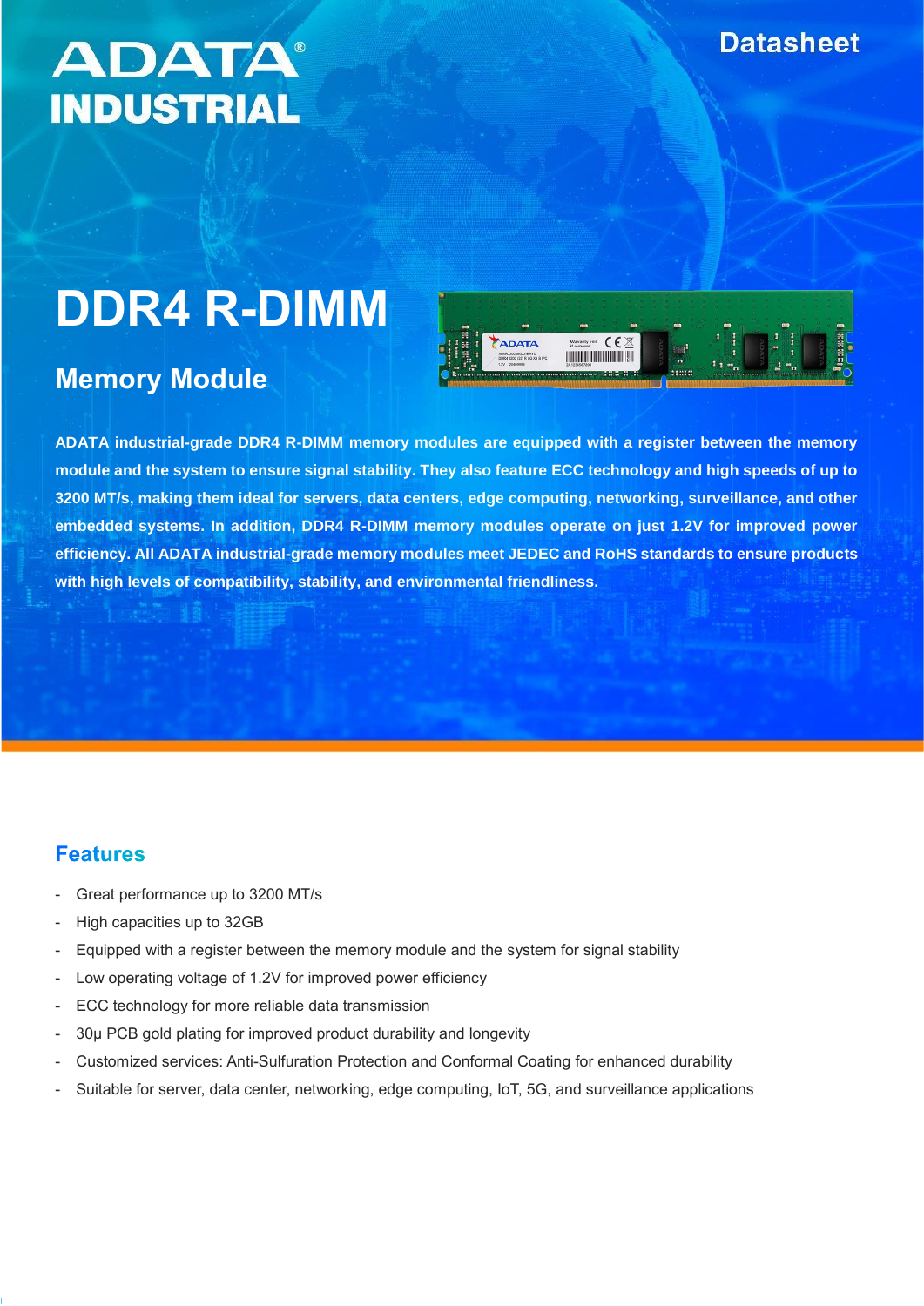ADATA® INDUSTRIAL

Datasheet

# DDR4 R-DIMM

## Memory Module

**ADATA industrial-grade DDR4 R-DIMM memory modules are equipped with a register between the memory module and the system to ensure signal stability. They also feature ECC technology and high speeds of up to 3200 MT/s, making them ideal for servers, data centers, edge computing, networking, surveillance, and other embedded systems. In addition, DDR4 R-DIMM memory modules operate on just 1.2V for improved power efficiency. All ADATA industrial-grade memory modules meet JEDEC and RoHS standards to ensure products with high levels of compatibility, stability, and environmental friendliness.**

## Features

- Great performance up to 3200 MT/s
- High capacities up to 32GB
- Equipped with a register between the memory module and the system for signal stability
- Low operating voltage of 1.2V for improved power efficiency
- ECC technology for more reliable data transmission
- 30µ PCB gold plating for improved product durability and longevity
- Customized services: Anti-Sulfuration Protection and Conformal Coating for enhanced durability
- Suitable for server, data center, networking, edge computing, IoT, 5G, and surveillance applications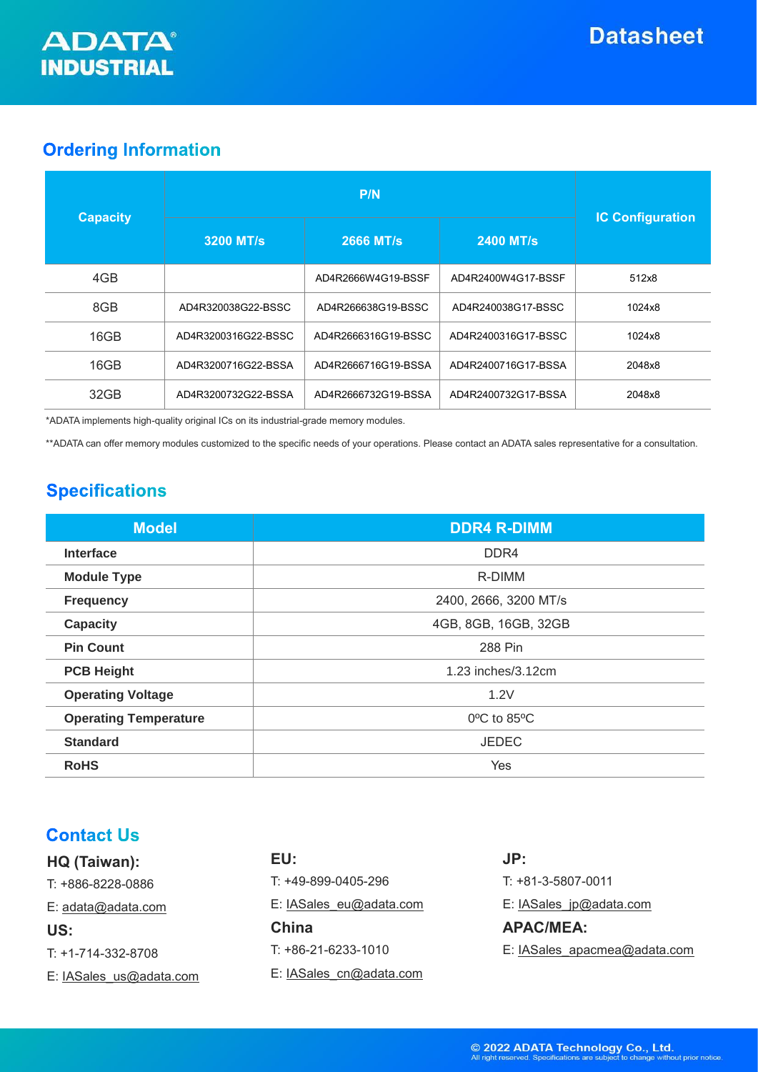## Ordering Information

| Capacity | P/N | | | IC Configuration |
|---|---|---|---|---|
| | 3200 MT/s | 2666 MT/s | 2400 MT/s | |
| 4GB | | AD4R2666W4G19-BSSF | AD4R2400W4G17-BSSF | 512x8 |
| 8GB | AD4R320038G22-BSSC | AD4R266638G19-BSSC | AD4R240038G17-BSSC | 1024x8 |
| 16GB | AD4R3200316G22-BSSC | AD4R2666316G19-BSSC | AD4R2400316G17-BSSC | 1024x8 |
| 16GB | AD4R3200716G22-BSSA | AD4R2666716G19-BSSA | AD4R2400716G17-BSSA | 2048x8 |
| 32GB | AD4R3200732G22-BSSA | AD4R2666732G19-BSSA | AD4R2400732G17-BSSA | 2048x8 |

*ADATA implements high-quality original ICs on its industrial-grade memory modules.

**ADATA can offer memory modules customized to the specific needs of your operations. Please contact an ADATA sales representative for a consultation.

## Specifications

| Model | DDR4 R-DIMM |
|---|---|
| **Interface** | DDR4 |
| **Module Type** | R-DIMM |
| **Frequency** | 2400, 2666, 3200 MT/s |
| **Capacity** | 4GB, 8GB, 16GB, 32GB |
| **Pin Count** | 288 Pin |
| **PCB Height** | 1.23 inches/3.12cm |
| **Operating Voltage** | 1.2V |
| **Operating Temperature** | 0ºC to 85ºC |
| **Standard** | JEDEC |
| **RoHS** | Yes |

## Contact Us

**HQ (Taiwan):**

T: +886-8228-0886

E: adata@adata.com

**US:**

T: +1-714-332-8708

E: IASales_us@adata.com

**EU:**

T: +49-899-0405-296

E: IASales_eu@adata.com

**China**

T: +86-21-6233-1010

E: IASales_cn@adata.com

**JP:**

T: +81-3-5807-0011

E: IASales_jp@adata.com

**APAC/MEA:**

E: IASales_apacmea@adata.com

© 2022 ADATA Technology Co., Ltd.
All right reserved. Specifications are subject to change without prior notice.